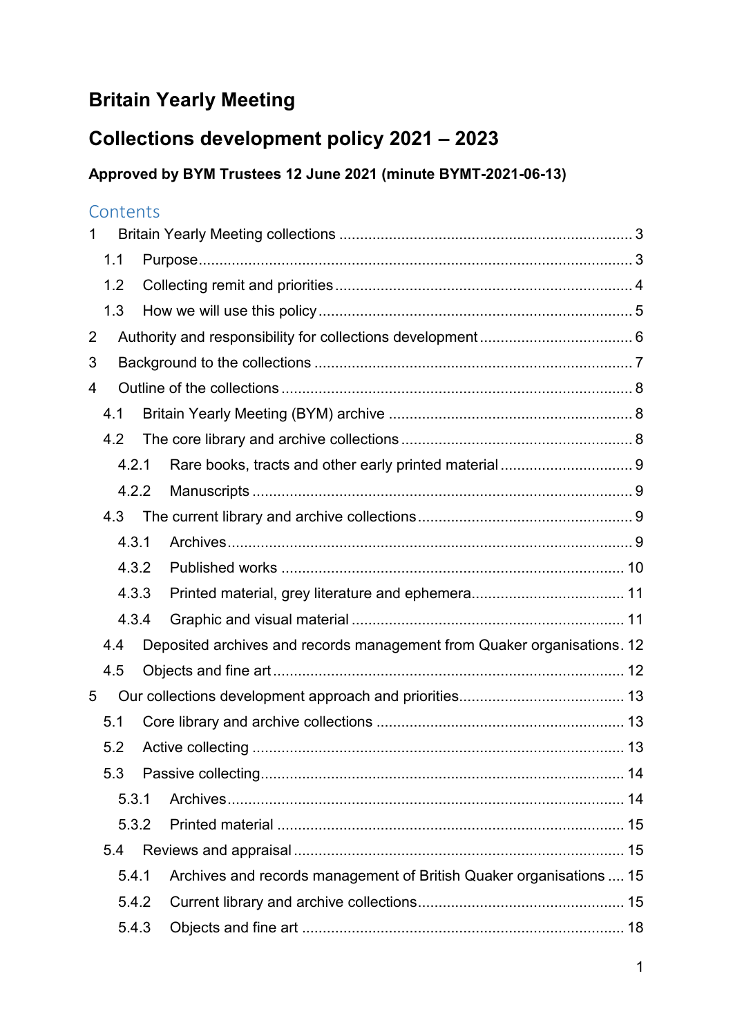# Britain Yearly Meeting

# Collections development policy 2021 – 2023

**Approved by BYM Trustees 12 June 2021 (minute BYMT-2021-06-13)**

## Contents

1 Britain Yearly Meeting collections ... 3
  1.1 Purpose ... 3
  1.2 Collecting remit and priorities ... 4
  1.3 How we will use this policy ... 5
2 Authority and responsibility for collections development ... 6
3 Background to the collections ... 7
4 Outline of the collections ... 8
  4.1 Britain Yearly Meeting (BYM) archive ... 8
  4.2 The core library and archive collections ... 8
    4.2.1 Rare books, tracts and other early printed material ... 9
    4.2.2 Manuscripts ... 9
  4.3 The current library and archive collections ... 9
    4.3.1 Archives ... 9
    4.3.2 Published works ... 10
    4.3.3 Printed material, grey literature and ephemera ... 11
    4.3.4 Graphic and visual material ... 11
  4.4 Deposited archives and records management from Quaker organisations ... 12
  4.5 Objects and fine art ... 12
5 Our collections development approach and priorities ... 13
  5.1 Core library and archive collections ... 13
  5.2 Active collecting ... 13
  5.3 Passive collecting ... 14
    5.3.1 Archives ... 14
    5.3.2 Printed material ... 15
  5.4 Reviews and appraisal ... 15
    5.4.1 Archives and records management of British Quaker organisations ... 15
    5.4.2 Current library and archive collections ... 15
    5.4.3 Objects and fine art ... 18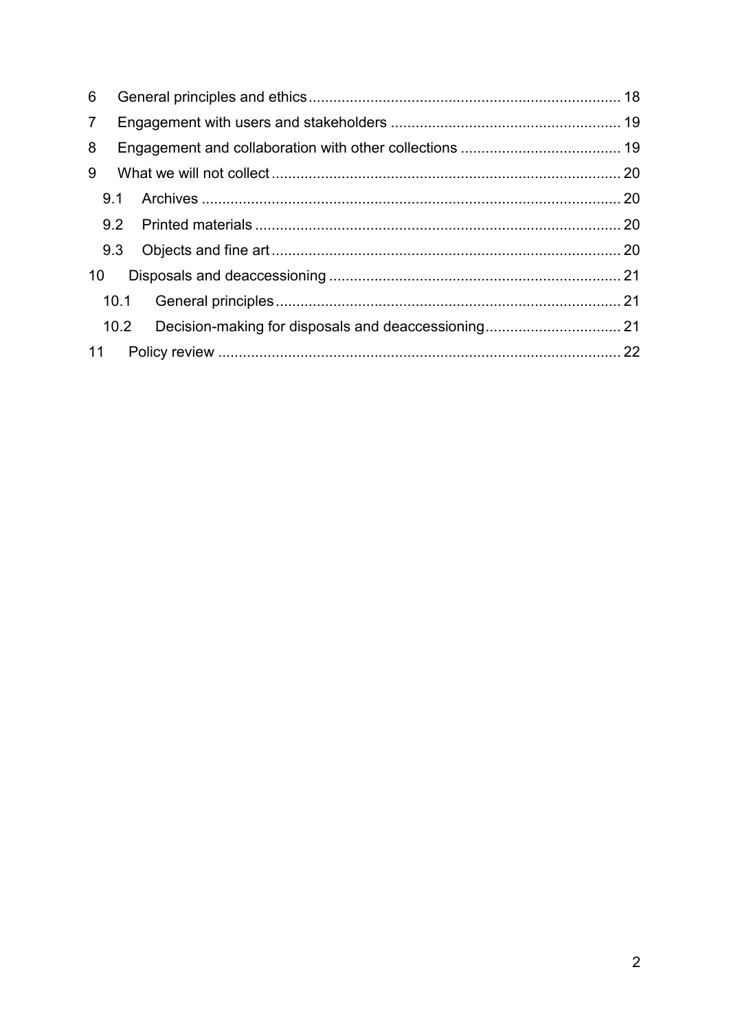6 General principles and ethics ........................................................................... 18

7 Engagement with users and stakeholders ....................................................... 19

8 Engagement and collaboration with other collections ....................................... 19

9 What we will not collect .................................................................................... 20

  9.1 Archives ...................................................................................................... 20

  9.2 Printed materials ......................................................................................... 20

  9.3 Objects and fine art ..................................................................................... 20

10 Disposals and deaccessioning ....................................................................... 21

  10.1 General principles ...................................................................................... 21

  10.2 Decision-making for disposals and deaccessioning ................................. 21

11 Policy review .................................................................................................. 22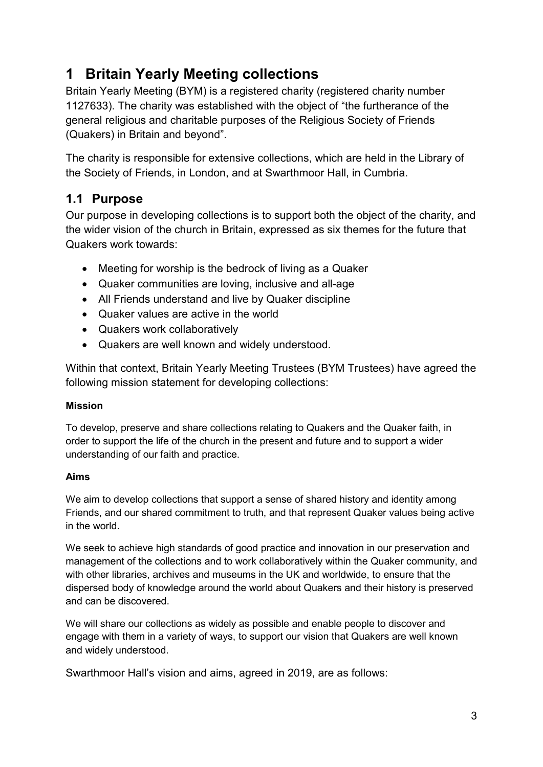# 1 Britain Yearly Meeting collections

Britain Yearly Meeting (BYM) is a registered charity (registered charity number 1127633). The charity was established with the object of "the furtherance of the general religious and charitable purposes of the Religious Society of Friends (Quakers) in Britain and beyond".

The charity is responsible for extensive collections, which are held in the Library of the Society of Friends, in London, and at Swarthmoor Hall, in Cumbria.

## 1.1 Purpose

Our purpose in developing collections is to support both the object of the charity, and the wider vision of the church in Britain, expressed as six themes for the future that Quakers work towards:

- Meeting for worship is the bedrock of living as a Quaker
- Quaker communities are loving, inclusive and all-age
- All Friends understand and live by Quaker discipline
- Quaker values are active in the world
- Quakers work collaboratively
- Quakers are well known and widely understood.

Within that context, Britain Yearly Meeting Trustees (BYM Trustees) have agreed the following mission statement for developing collections:

**Mission**

To develop, preserve and share collections relating to Quakers and the Quaker faith, in order to support the life of the church in the present and future and to support a wider understanding of our faith and practice.

**Aims**

We aim to develop collections that support a sense of shared history and identity among Friends, and our shared commitment to truth, and that represent Quaker values being active in the world.

We seek to achieve high standards of good practice and innovation in our preservation and management of the collections and to work collaboratively within the Quaker community, and with other libraries, archives and museums in the UK and worldwide, to ensure that the dispersed body of knowledge around the world about Quakers and their history is preserved and can be discovered.

We will share our collections as widely as possible and enable people to discover and engage with them in a variety of ways, to support our vision that Quakers are well known and widely understood.

Swarthmoor Hall's vision and aims, agreed in 2019, are as follows: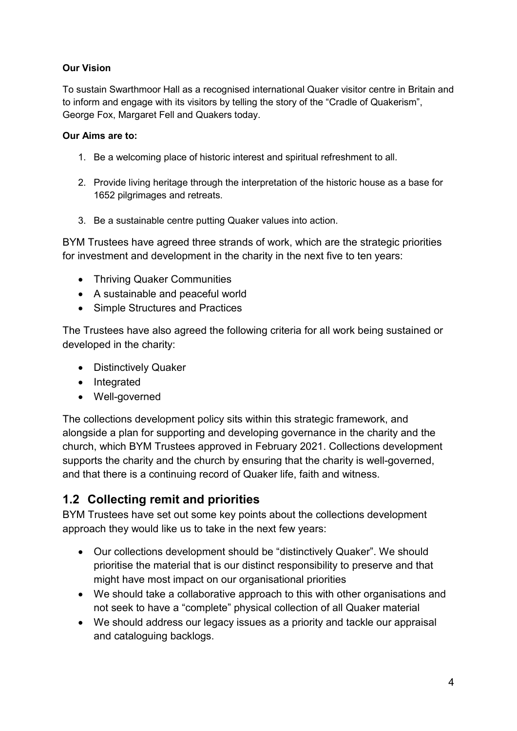**Our Vision**

To sustain Swarthmoor Hall as a recognised international Quaker visitor centre in Britain and to inform and engage with its visitors by telling the story of the "Cradle of Quakerism", George Fox, Margaret Fell and Quakers today.

**Our Aims are to:**

1. Be a welcoming place of historic interest and spiritual refreshment to all.
2. Provide living heritage through the interpretation of the historic house as a base for 1652 pilgrimages and retreats.
3. Be a sustainable centre putting Quaker values into action.

BYM Trustees have agreed three strands of work, which are the strategic priorities for investment and development in the charity in the next five to ten years:

- Thriving Quaker Communities
- A sustainable and peaceful world
- Simple Structures and Practices

The Trustees have also agreed the following criteria for all work being sustained or developed in the charity:

- Distinctively Quaker
- Integrated
- Well-governed

The collections development policy sits within this strategic framework, and alongside a plan for supporting and developing governance in the charity and the church, which BYM Trustees approved in February 2021. Collections development supports the charity and the church by ensuring that the charity is well-governed, and that there is a continuing record of Quaker life, faith and witness.

## 1.2 Collecting remit and priorities

BYM Trustees have set out some key points about the collections development approach they would like us to take in the next few years:

- Our collections development should be "distinctively Quaker". We should prioritise the material that is our distinct responsibility to preserve and that might have most impact on our organisational priorities
- We should take a collaborative approach to this with other organisations and not seek to have a "complete" physical collection of all Quaker material
- We should address our legacy issues as a priority and tackle our appraisal and cataloguing backlogs.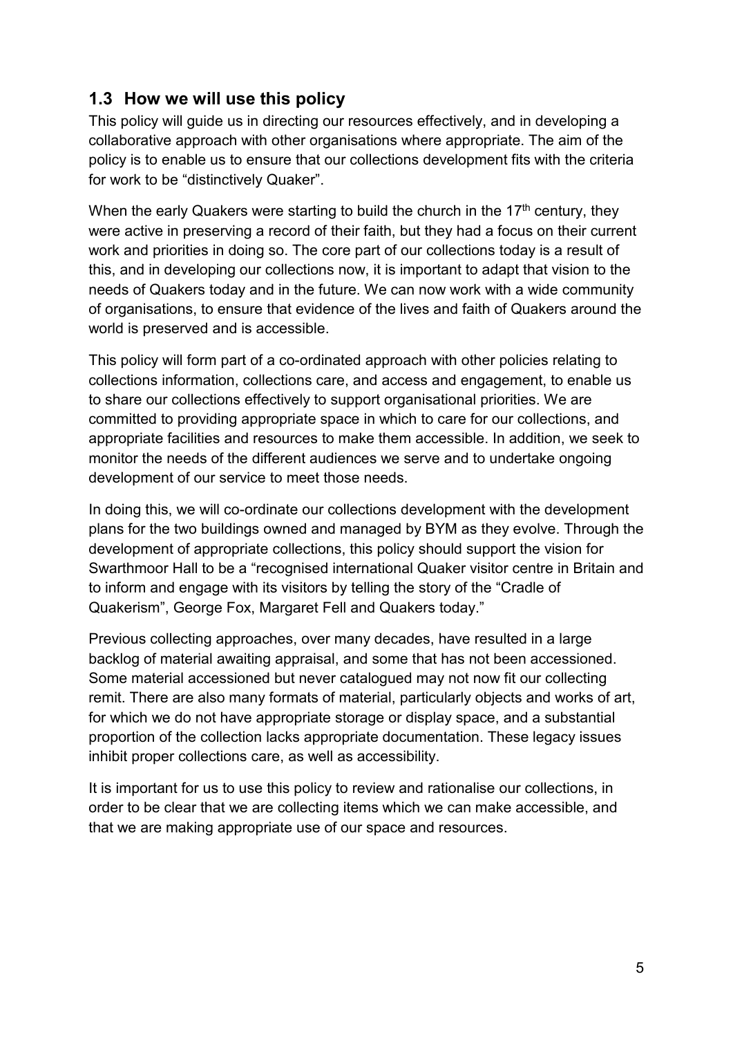## 1.3 How we will use this policy

This policy will guide us in directing our resources effectively, and in developing a collaborative approach with other organisations where appropriate. The aim of the policy is to enable us to ensure that our collections development fits with the criteria for work to be "distinctively Quaker".

When the early Quakers were starting to build the church in the 17th century, they were active in preserving a record of their faith, but they had a focus on their current work and priorities in doing so. The core part of our collections today is a result of this, and in developing our collections now, it is important to adapt that vision to the needs of Quakers today and in the future. We can now work with a wide community of organisations, to ensure that evidence of the lives and faith of Quakers around the world is preserved and is accessible.

This policy will form part of a co-ordinated approach with other policies relating to collections information, collections care, and access and engagement, to enable us to share our collections effectively to support organisational priorities. We are committed to providing appropriate space in which to care for our collections, and appropriate facilities and resources to make them accessible. In addition, we seek to monitor the needs of the different audiences we serve and to undertake ongoing development of our service to meet those needs.

In doing this, we will co-ordinate our collections development with the development plans for the two buildings owned and managed by BYM as they evolve. Through the development of appropriate collections, this policy should support the vision for Swarthmoor Hall to be a "recognised international Quaker visitor centre in Britain and to inform and engage with its visitors by telling the story of the "Cradle of Quakerism", George Fox, Margaret Fell and Quakers today."

Previous collecting approaches, over many decades, have resulted in a large backlog of material awaiting appraisal, and some that has not been accessioned. Some material accessioned but never catalogued may not now fit our collecting remit. There are also many formats of material, particularly objects and works of art, for which we do not have appropriate storage or display space, and a substantial proportion of the collection lacks appropriate documentation. These legacy issues inhibit proper collections care, as well as accessibility.

It is important for us to use this policy to review and rationalise our collections, in order to be clear that we are collecting items which we can make accessible, and that we are making appropriate use of our space and resources.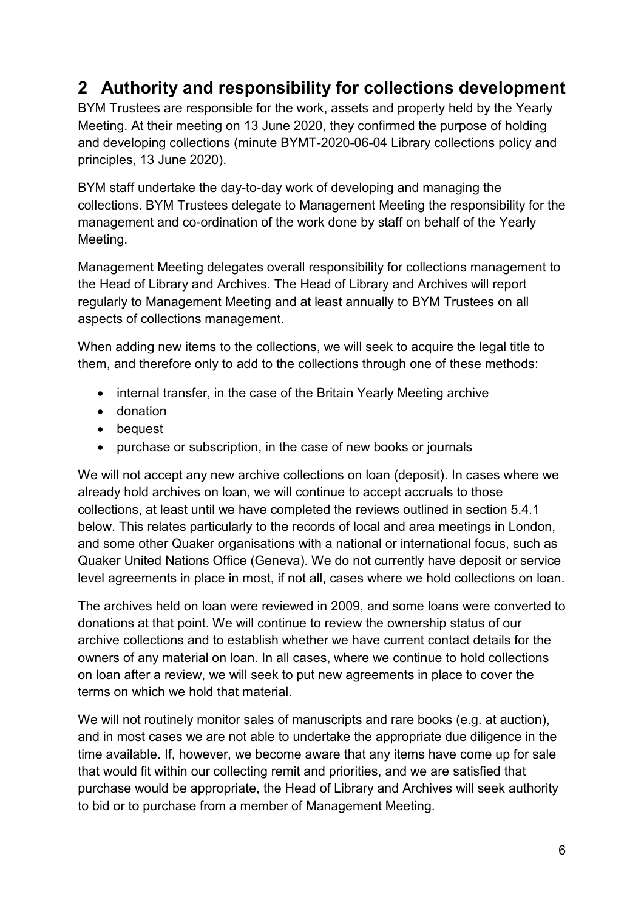## 2 Authority and responsibility for collections development

BYM Trustees are responsible for the work, assets and property held by the Yearly Meeting. At their meeting on 13 June 2020, they confirmed the purpose of holding and developing collections (minute BYMT-2020-06-04 Library collections policy and principles, 13 June 2020).

BYM staff undertake the day-to-day work of developing and managing the collections. BYM Trustees delegate to Management Meeting the responsibility for the management and co-ordination of the work done by staff on behalf of the Yearly Meeting.

Management Meeting delegates overall responsibility for collections management to the Head of Library and Archives. The Head of Library and Archives will report regularly to Management Meeting and at least annually to BYM Trustees on all aspects of collections management.

When adding new items to the collections, we will seek to acquire the legal title to them, and therefore only to add to the collections through one of these methods:

- internal transfer, in the case of the Britain Yearly Meeting archive
- donation
- bequest
- purchase or subscription, in the case of new books or journals

We will not accept any new archive collections on loan (deposit). In cases where we already hold archives on loan, we will continue to accept accruals to those collections, at least until we have completed the reviews outlined in section 5.4.1 below. This relates particularly to the records of local and area meetings in London, and some other Quaker organisations with a national or international focus, such as Quaker United Nations Office (Geneva). We do not currently have deposit or service level agreements in place in most, if not all, cases where we hold collections on loan.

The archives held on loan were reviewed in 2009, and some loans were converted to donations at that point. We will continue to review the ownership status of our archive collections and to establish whether we have current contact details for the owners of any material on loan. In all cases, where we continue to hold collections on loan after a review, we will seek to put new agreements in place to cover the terms on which we hold that material.

We will not routinely monitor sales of manuscripts and rare books (e.g. at auction), and in most cases we are not able to undertake the appropriate due diligence in the time available. If, however, we become aware that any items have come up for sale that would fit within our collecting remit and priorities, and we are satisfied that purchase would be appropriate, the Head of Library and Archives will seek authority to bid or to purchase from a member of Management Meeting.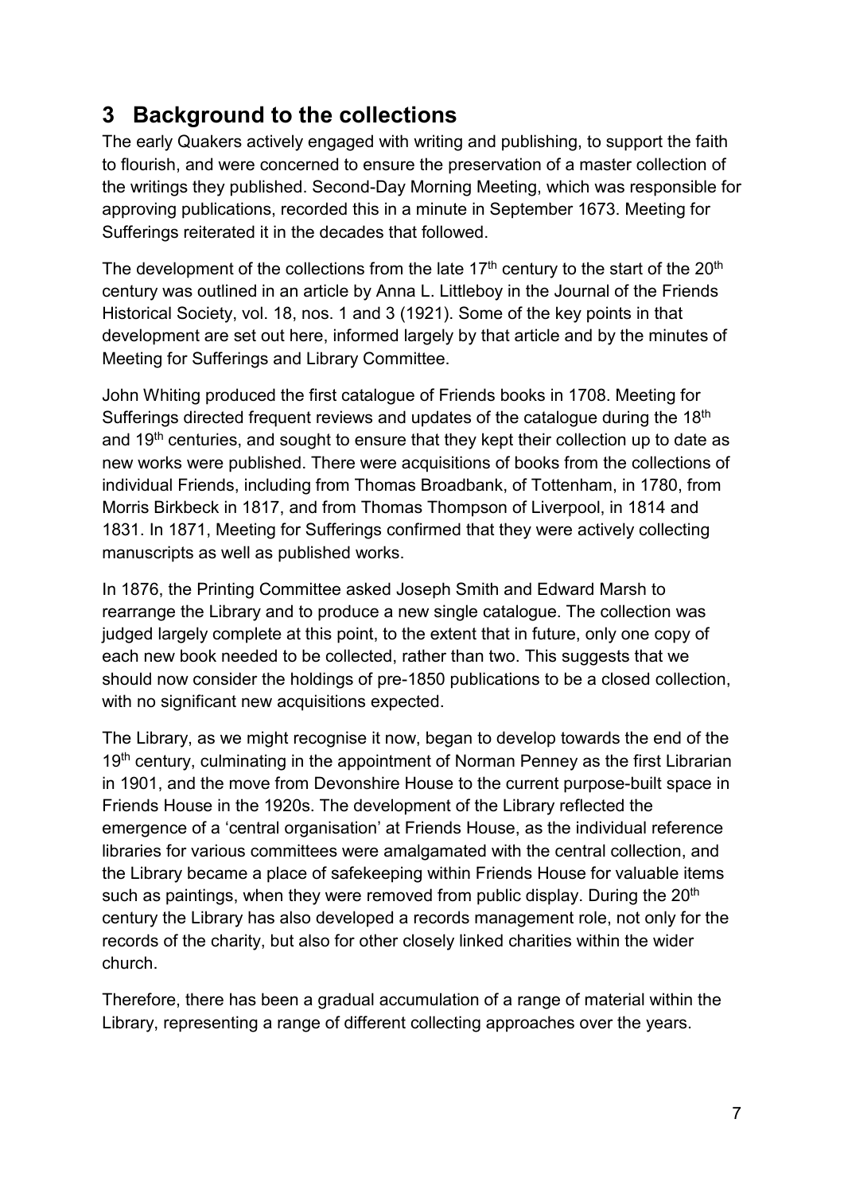## 3 Background to the collections

The early Quakers actively engaged with writing and publishing, to support the faith to flourish, and were concerned to ensure the preservation of a master collection of the writings they published. Second-Day Morning Meeting, which was responsible for approving publications, recorded this in a minute in September 1673. Meeting for Sufferings reiterated it in the decades that followed.

The development of the collections from the late 17th century to the start of the 20th century was outlined in an article by Anna L. Littleboy in the Journal of the Friends Historical Society, vol. 18, nos. 1 and 3 (1921). Some of the key points in that development are set out here, informed largely by that article and by the minutes of Meeting for Sufferings and Library Committee.

John Whiting produced the first catalogue of Friends books in 1708. Meeting for Sufferings directed frequent reviews and updates of the catalogue during the 18th and 19th centuries, and sought to ensure that they kept their collection up to date as new works were published. There were acquisitions of books from the collections of individual Friends, including from Thomas Broadbank, of Tottenham, in 1780, from Morris Birkbeck in 1817, and from Thomas Thompson of Liverpool, in 1814 and 1831. In 1871, Meeting for Sufferings confirmed that they were actively collecting manuscripts as well as published works.

In 1876, the Printing Committee asked Joseph Smith and Edward Marsh to rearrange the Library and to produce a new single catalogue. The collection was judged largely complete at this point, to the extent that in future, only one copy of each new book needed to be collected, rather than two. This suggests that we should now consider the holdings of pre-1850 publications to be a closed collection, with no significant new acquisitions expected.

The Library, as we might recognise it now, began to develop towards the end of the 19th century, culminating in the appointment of Norman Penney as the first Librarian in 1901, and the move from Devonshire House to the current purpose-built space in Friends House in the 1920s. The development of the Library reflected the emergence of a 'central organisation' at Friends House, as the individual reference libraries for various committees were amalgamated with the central collection, and the Library became a place of safekeeping within Friends House for valuable items such as paintings, when they were removed from public display. During the 20th century the Library has also developed a records management role, not only for the records of the charity, but also for other closely linked charities within the wider church.

Therefore, there has been a gradual accumulation of a range of material within the Library, representing a range of different collecting approaches over the years.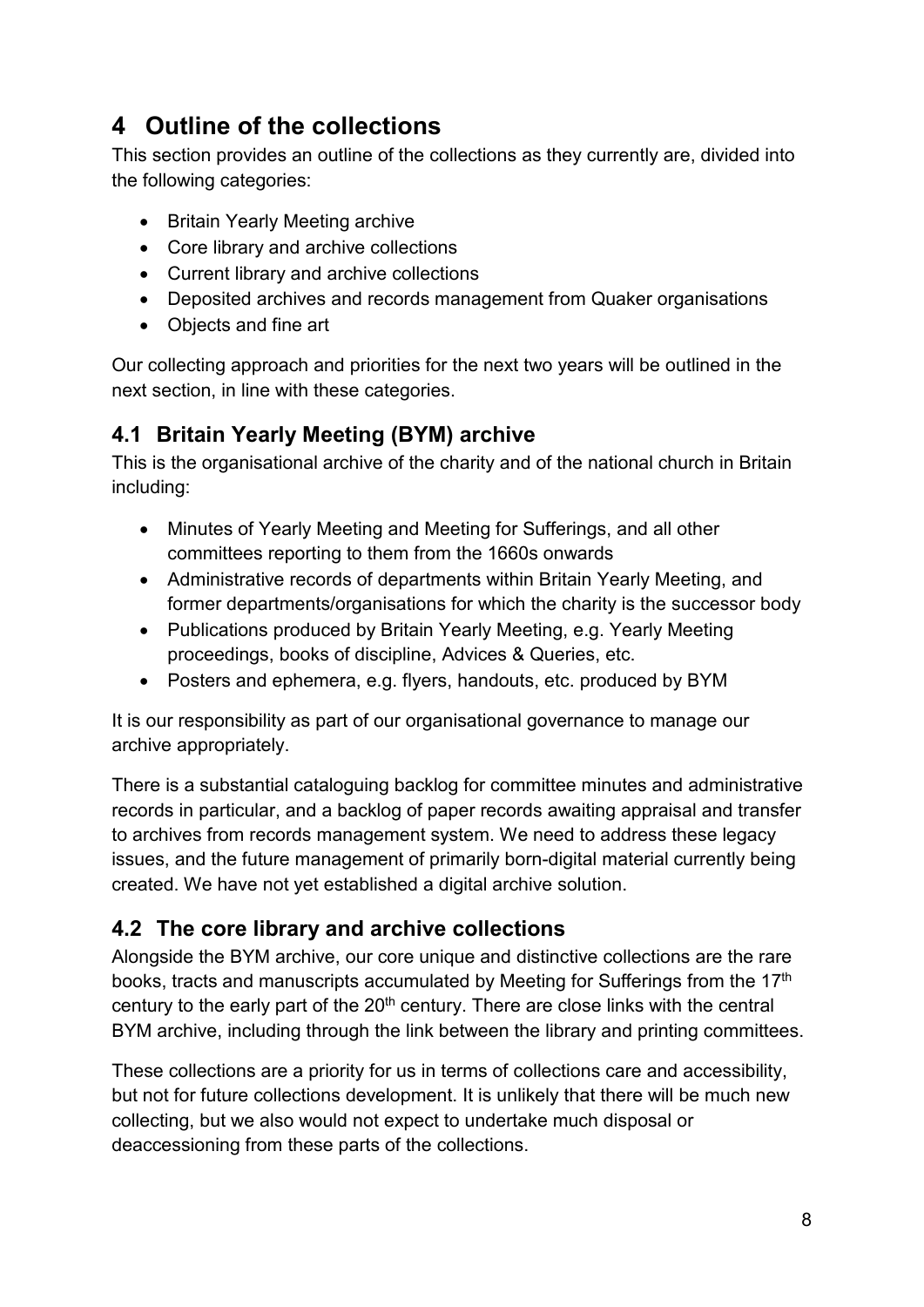# 4 Outline of the collections

This section provides an outline of the collections as they currently are, divided into the following categories:

- Britain Yearly Meeting archive
- Core library and archive collections
- Current library and archive collections
- Deposited archives and records management from Quaker organisations
- Objects and fine art

Our collecting approach and priorities for the next two years will be outlined in the next section, in line with these categories.

## 4.1 Britain Yearly Meeting (BYM) archive

This is the organisational archive of the charity and of the national church in Britain including:

- Minutes of Yearly Meeting and Meeting for Sufferings, and all other committees reporting to them from the 1660s onwards
- Administrative records of departments within Britain Yearly Meeting, and former departments/organisations for which the charity is the successor body
- Publications produced by Britain Yearly Meeting, e.g. Yearly Meeting proceedings, books of discipline, Advices & Queries, etc.
- Posters and ephemera, e.g. flyers, handouts, etc. produced by BYM

It is our responsibility as part of our organisational governance to manage our archive appropriately.

There is a substantial cataloguing backlog for committee minutes and administrative records in particular, and a backlog of paper records awaiting appraisal and transfer to archives from records management system. We need to address these legacy issues, and the future management of primarily born-digital material currently being created. We have not yet established a digital archive solution.

## 4.2 The core library and archive collections

Alongside the BYM archive, our core unique and distinctive collections are the rare books, tracts and manuscripts accumulated by Meeting for Sufferings from the 17th century to the early part of the 20th century. There are close links with the central BYM archive, including through the link between the library and printing committees.

These collections are a priority for us in terms of collections care and accessibility, but not for future collections development. It is unlikely that there will be much new collecting, but we also would not expect to undertake much disposal or deaccessioning from these parts of the collections.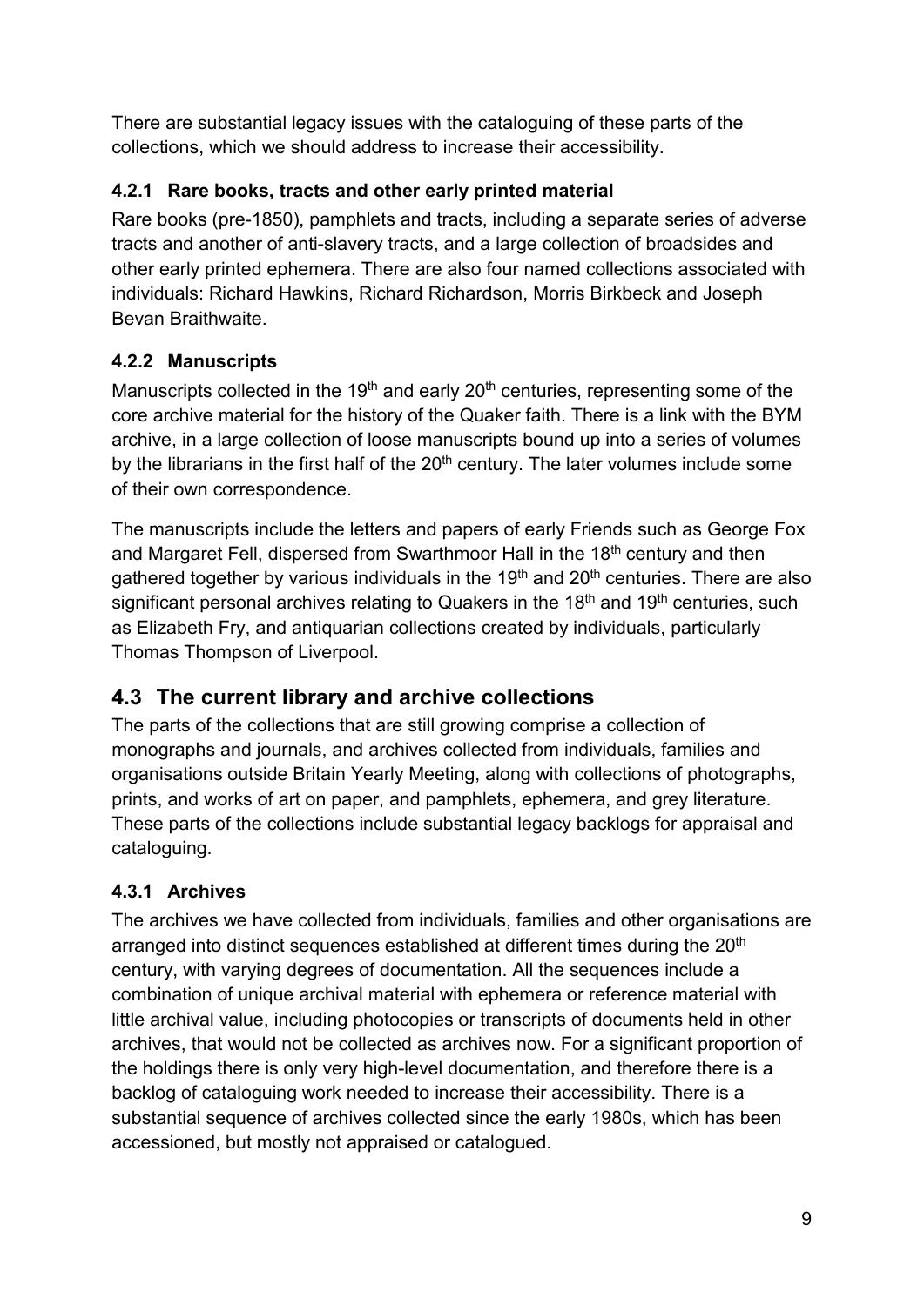There are substantial legacy issues with the cataloguing of these parts of the collections, which we should address to increase their accessibility.

### 4.2.1 Rare books, tracts and other early printed material

Rare books (pre-1850), pamphlets and tracts, including a separate series of adverse tracts and another of anti-slavery tracts, and a large collection of broadsides and other early printed ephemera. There are also four named collections associated with individuals: Richard Hawkins, Richard Richardson, Morris Birkbeck and Joseph Bevan Braithwaite.

### 4.2.2 Manuscripts

Manuscripts collected in the 19th and early 20th centuries, representing some of the core archive material for the history of the Quaker faith. There is a link with the BYM archive, in a large collection of loose manuscripts bound up into a series of volumes by the librarians in the first half of the 20th century. The later volumes include some of their own correspondence.

The manuscripts include the letters and papers of early Friends such as George Fox and Margaret Fell, dispersed from Swarthmoor Hall in the 18th century and then gathered together by various individuals in the 19th and 20th centuries. There are also significant personal archives relating to Quakers in the 18th and 19th centuries, such as Elizabeth Fry, and antiquarian collections created by individuals, particularly Thomas Thompson of Liverpool.

## 4.3 The current library and archive collections

The parts of the collections that are still growing comprise a collection of monographs and journals, and archives collected from individuals, families and organisations outside Britain Yearly Meeting, along with collections of photographs, prints, and works of art on paper, and pamphlets, ephemera, and grey literature. These parts of the collections include substantial legacy backlogs for appraisal and cataloguing.

### 4.3.1 Archives

The archives we have collected from individuals, families and other organisations are arranged into distinct sequences established at different times during the 20th century, with varying degrees of documentation. All the sequences include a combination of unique archival material with ephemera or reference material with little archival value, including photocopies or transcripts of documents held in other archives, that would not be collected as archives now. For a significant proportion of the holdings there is only very high-level documentation, and therefore there is a backlog of cataloguing work needed to increase their accessibility. There is a substantial sequence of archives collected since the early 1980s, which has been accessioned, but mostly not appraised or catalogued.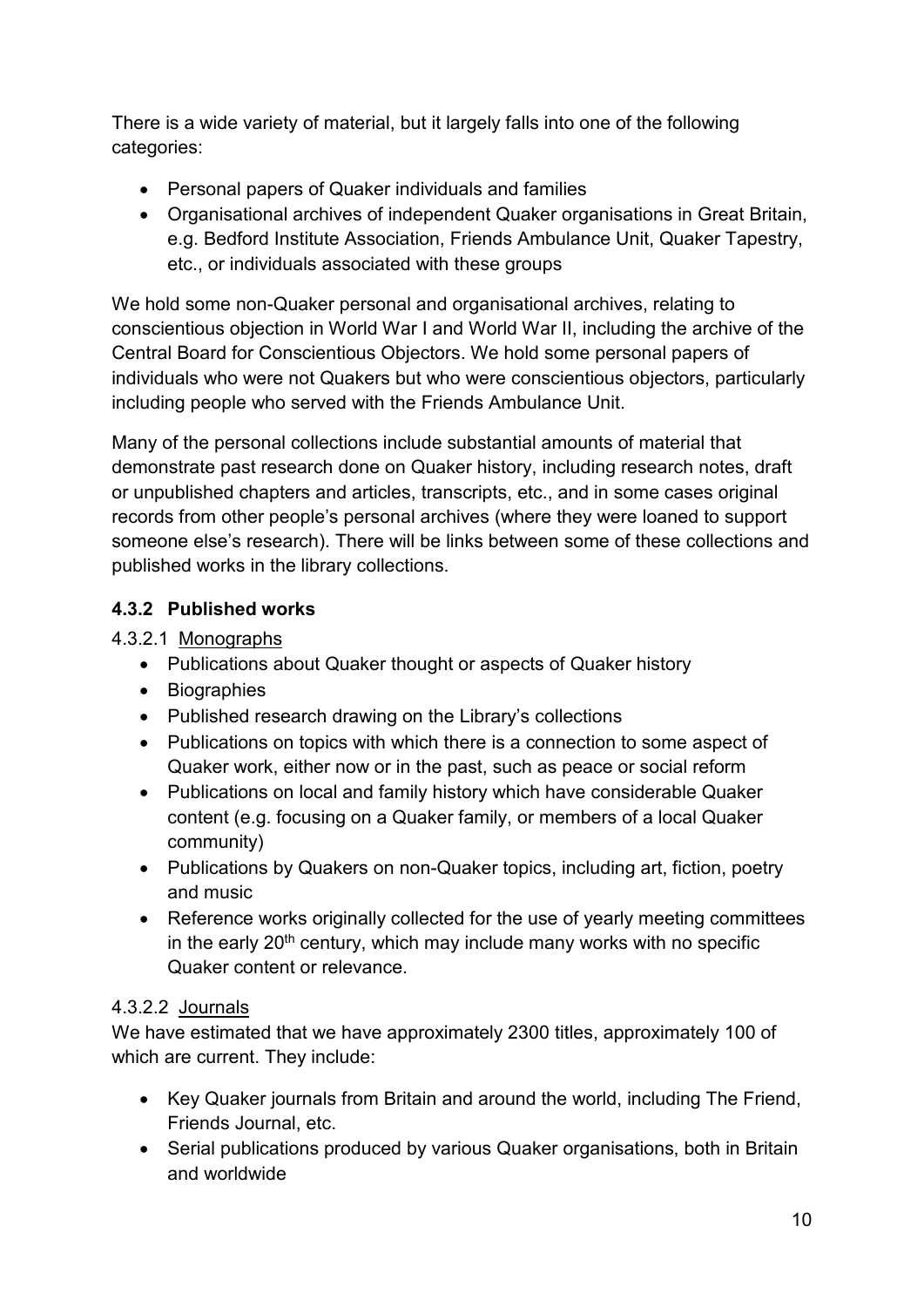There is a wide variety of material, but it largely falls into one of the following categories:

- Personal papers of Quaker individuals and families
- Organisational archives of independent Quaker organisations in Great Britain, e.g. Bedford Institute Association, Friends Ambulance Unit, Quaker Tapestry, etc., or individuals associated with these groups

We hold some non-Quaker personal and organisational archives, relating to conscientious objection in World War I and World War II, including the archive of the Central Board for Conscientious Objectors. We hold some personal papers of individuals who were not Quakers but who were conscientious objectors, particularly including people who served with the Friends Ambulance Unit.

Many of the personal collections include substantial amounts of material that demonstrate past research done on Quaker history, including research notes, draft or unpublished chapters and articles, transcripts, etc., and in some cases original records from other people's personal archives (where they were loaned to support someone else's research). There will be links between some of these collections and published works in the library collections.

### 4.3.2 Published works

4.3.2.1 Monographs

- Publications about Quaker thought or aspects of Quaker history
- Biographies
- Published research drawing on the Library's collections
- Publications on topics with which there is a connection to some aspect of Quaker work, either now or in the past, such as peace or social reform
- Publications on local and family history which have considerable Quaker content (e.g. focusing on a Quaker family, or members of a local Quaker community)
- Publications by Quakers on non-Quaker topics, including art, fiction, poetry and music
- Reference works originally collected for the use of yearly meeting committees in the early 20th century, which may include many works with no specific Quaker content or relevance.

4.3.2.2 Journals

We have estimated that we have approximately 2300 titles, approximately 100 of which are current. They include:

- Key Quaker journals from Britain and around the world, including The Friend, Friends Journal, etc.
- Serial publications produced by various Quaker organisations, both in Britain and worldwide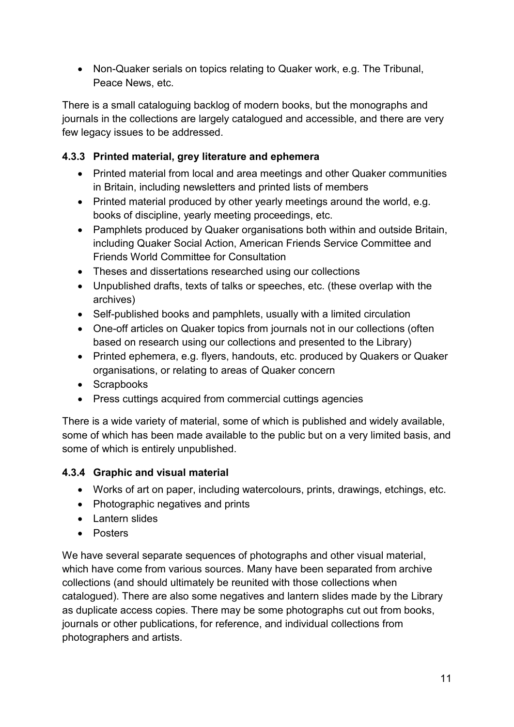- Non-Quaker serials on topics relating to Quaker work, e.g. The Tribunal, Peace News, etc.

There is a small cataloguing backlog of modern books, but the monographs and journals in the collections are largely catalogued and accessible, and there are very few legacy issues to be addressed.

#### 4.3.3 Printed material, grey literature and ephemera

- Printed material from local and area meetings and other Quaker communities in Britain, including newsletters and printed lists of members
- Printed material produced by other yearly meetings around the world, e.g. books of discipline, yearly meeting proceedings, etc.
- Pamphlets produced by Quaker organisations both within and outside Britain, including Quaker Social Action, American Friends Service Committee and Friends World Committee for Consultation
- Theses and dissertations researched using our collections
- Unpublished drafts, texts of talks or speeches, etc. (these overlap with the archives)
- Self-published books and pamphlets, usually with a limited circulation
- One-off articles on Quaker topics from journals not in our collections (often based on research using our collections and presented to the Library)
- Printed ephemera, e.g. flyers, handouts, etc. produced by Quakers or Quaker organisations, or relating to areas of Quaker concern
- Scrapbooks
- Press cuttings acquired from commercial cuttings agencies

There is a wide variety of material, some of which is published and widely available, some of which has been made available to the public but on a very limited basis, and some of which is entirely unpublished.

#### 4.3.4 Graphic and visual material

- Works of art on paper, including watercolours, prints, drawings, etchings, etc.
- Photographic negatives and prints
- Lantern slides
- Posters

We have several separate sequences of photographs and other visual material, which have come from various sources. Many have been separated from archive collections (and should ultimately be reunited with those collections when catalogued). There are also some negatives and lantern slides made by the Library as duplicate access copies. There may be some photographs cut out from books, journals or other publications, for reference, and individual collections from photographers and artists.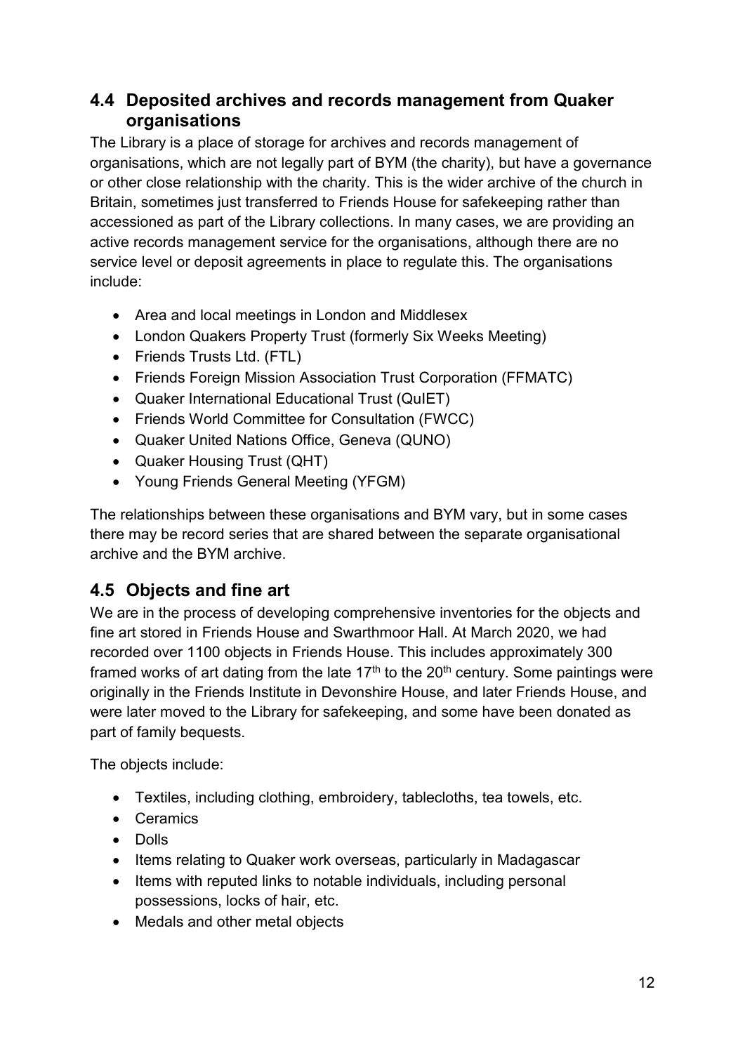## 4.4 Deposited archives and records management from Quaker organisations

The Library is a place of storage for archives and records management of organisations, which are not legally part of BYM (the charity), but have a governance or other close relationship with the charity. This is the wider archive of the church in Britain, sometimes just transferred to Friends House for safekeeping rather than accessioned as part of the Library collections. In many cases, we are providing an active records management service for the organisations, although there are no service level or deposit agreements in place to regulate this. The organisations include:

- Area and local meetings in London and Middlesex
- London Quakers Property Trust (formerly Six Weeks Meeting)
- Friends Trusts Ltd. (FTL)
- Friends Foreign Mission Association Trust Corporation (FFMATC)
- Quaker International Educational Trust (QuIET)
- Friends World Committee for Consultation (FWCC)
- Quaker United Nations Office, Geneva (QUNO)
- Quaker Housing Trust (QHT)
- Young Friends General Meeting (YFGM)

The relationships between these organisations and BYM vary, but in some cases there may be record series that are shared between the separate organisational archive and the BYM archive.

## 4.5 Objects and fine art

We are in the process of developing comprehensive inventories for the objects and fine art stored in Friends House and Swarthmoor Hall. At March 2020, we had recorded over 1100 objects in Friends House. This includes approximately 300 framed works of art dating from the late 17th to the 20th century. Some paintings were originally in the Friends Institute in Devonshire House, and later Friends House, and were later moved to the Library for safekeeping, and some have been donated as part of family bequests.

The objects include:

- Textiles, including clothing, embroidery, tablecloths, tea towels, etc.
- Ceramics
- Dolls
- Items relating to Quaker work overseas, particularly in Madagascar
- Items with reputed links to notable individuals, including personal possessions, locks of hair, etc.
- Medals and other metal objects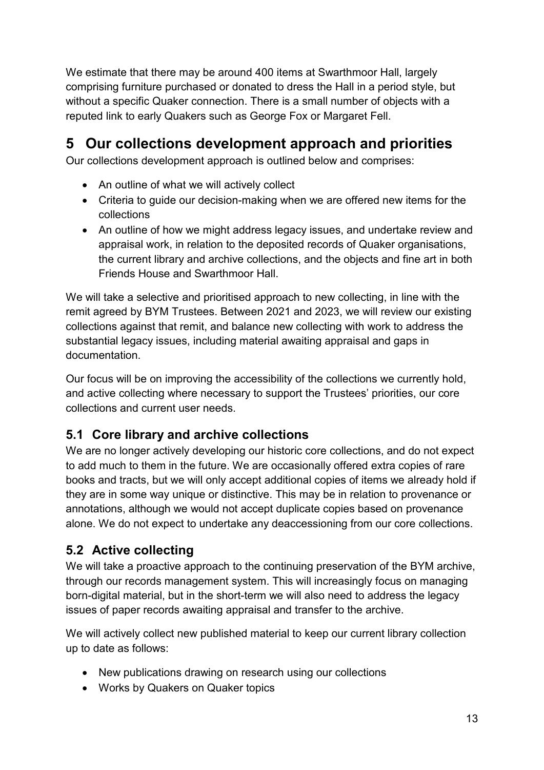We estimate that there may be around 400 items at Swarthmoor Hall, largely comprising furniture purchased or donated to dress the Hall in a period style, but without a specific Quaker connection. There is a small number of objects with a reputed link to early Quakers such as George Fox or Margaret Fell.

# 5 Our collections development approach and priorities

Our collections development approach is outlined below and comprises:

- An outline of what we will actively collect
- Criteria to guide our decision-making when we are offered new items for the collections
- An outline of how we might address legacy issues, and undertake review and appraisal work, in relation to the deposited records of Quaker organisations, the current library and archive collections, and the objects and fine art in both Friends House and Swarthmoor Hall.

We will take a selective and prioritised approach to new collecting, in line with the remit agreed by BYM Trustees. Between 2021 and 2023, we will review our existing collections against that remit, and balance new collecting with work to address the substantial legacy issues, including material awaiting appraisal and gaps in documentation.

Our focus will be on improving the accessibility of the collections we currently hold, and active collecting where necessary to support the Trustees' priorities, our core collections and current user needs.

## 5.1 Core library and archive collections

We are no longer actively developing our historic core collections, and do not expect to add much to them in the future. We are occasionally offered extra copies of rare books and tracts, but we will only accept additional copies of items we already hold if they are in some way unique or distinctive. This may be in relation to provenance or annotations, although we would not accept duplicate copies based on provenance alone. We do not expect to undertake any deaccessioning from our core collections.

## 5.2 Active collecting

We will take a proactive approach to the continuing preservation of the BYM archive, through our records management system. This will increasingly focus on managing born-digital material, but in the short-term we will also need to address the legacy issues of paper records awaiting appraisal and transfer to the archive.

We will actively collect new published material to keep our current library collection up to date as follows:

- New publications drawing on research using our collections
- Works by Quakers on Quaker topics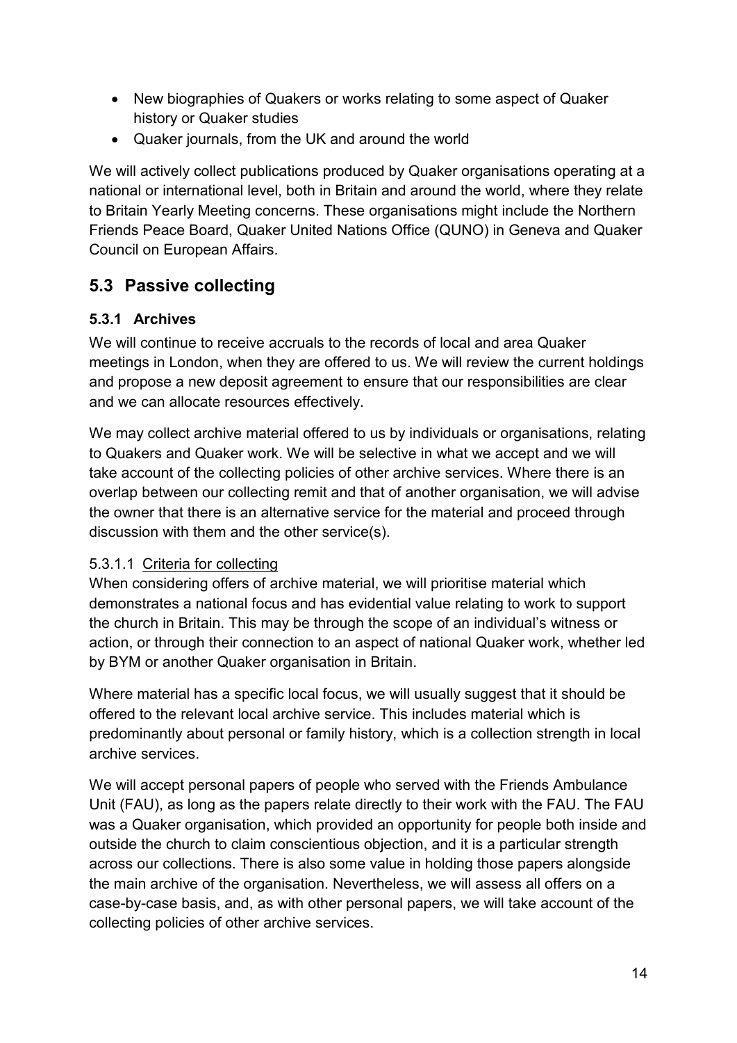- New biographies of Quakers or works relating to some aspect of Quaker history or Quaker studies
- Quaker journals, from the UK and around the world

We will actively collect publications produced by Quaker organisations operating at a national or international level, both in Britain and around the world, where they relate to Britain Yearly Meeting concerns. These organisations might include the Northern Friends Peace Board, Quaker United Nations Office (QUNO) in Geneva and Quaker Council on European Affairs.

## 5.3 Passive collecting

### 5.3.1 Archives

We will continue to receive accruals to the records of local and area Quaker meetings in London, when they are offered to us. We will review the current holdings and propose a new deposit agreement to ensure that our responsibilities are clear and we can allocate resources effectively.

We may collect archive material offered to us by individuals or organisations, relating to Quakers and Quaker work. We will be selective in what we accept and we will take account of the collecting policies of other archive services. Where there is an overlap between our collecting remit and that of another organisation, we will advise the owner that there is an alternative service for the material and proceed through discussion with them and the other service(s).

#### 5.3.1.1 Criteria for collecting

When considering offers of archive material, we will prioritise material which demonstrates a national focus and has evidential value relating to work to support the church in Britain. This may be through the scope of an individual's witness or action, or through their connection to an aspect of national Quaker work, whether led by BYM or another Quaker organisation in Britain.

Where material has a specific local focus, we will usually suggest that it should be offered to the relevant local archive service. This includes material which is predominantly about personal or family history, which is a collection strength in local archive services.

We will accept personal papers of people who served with the Friends Ambulance Unit (FAU), as long as the papers relate directly to their work with the FAU. The FAU was a Quaker organisation, which provided an opportunity for people both inside and outside the church to claim conscientious objection, and it is a particular strength across our collections. There is also some value in holding those papers alongside the main archive of the organisation. Nevertheless, we will assess all offers on a case-by-case basis, and, as with other personal papers, we will take account of the collecting policies of other archive services.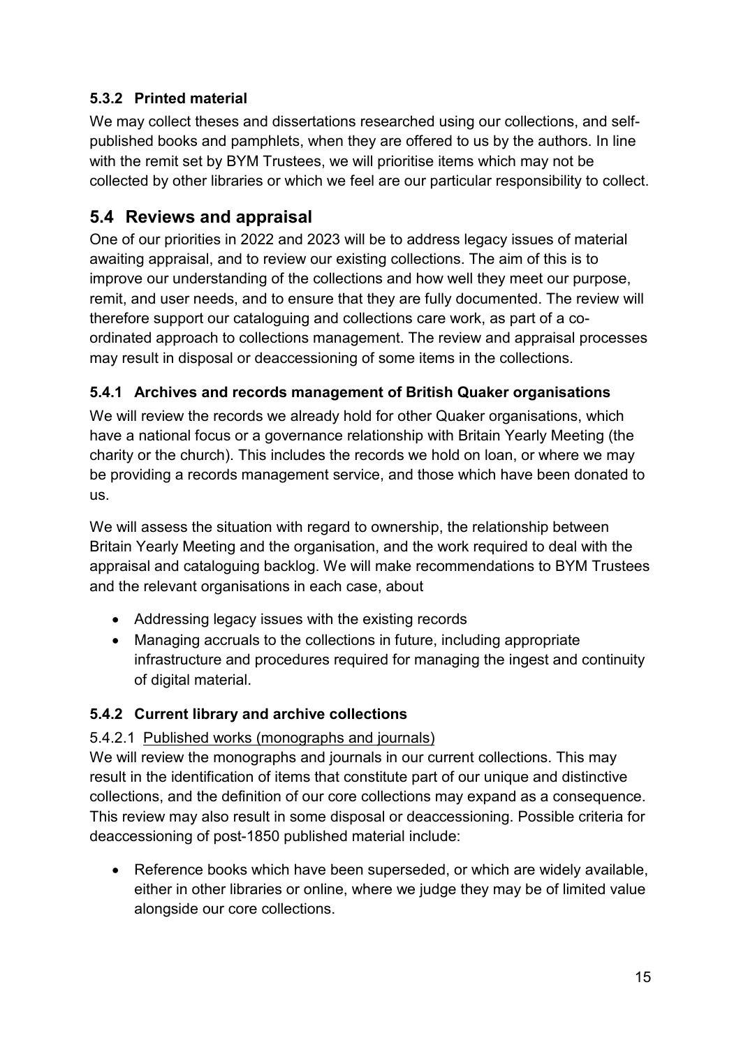### 5.3.2 Printed material

We may collect theses and dissertations researched using our collections, and self-published books and pamphlets, when they are offered to us by the authors. In line with the remit set by BYM Trustees, we will prioritise items which may not be collected by other libraries or which we feel are our particular responsibility to collect.

## 5.4 Reviews and appraisal

One of our priorities in 2022 and 2023 will be to address legacy issues of material awaiting appraisal, and to review our existing collections. The aim of this is to improve our understanding of the collections and how well they meet our purpose, remit, and user needs, and to ensure that they are fully documented. The review will therefore support our cataloguing and collections care work, as part of a co-ordinated approach to collections management. The review and appraisal processes may result in disposal or deaccessioning of some items in the collections.

### 5.4.1 Archives and records management of British Quaker organisations

We will review the records we already hold for other Quaker organisations, which have a national focus or a governance relationship with Britain Yearly Meeting (the charity or the church). This includes the records we hold on loan, or where we may be providing a records management service, and those which have been donated to us.

We will assess the situation with regard to ownership, the relationship between Britain Yearly Meeting and the organisation, and the work required to deal with the appraisal and cataloguing backlog. We will make recommendations to BYM Trustees and the relevant organisations in each case, about

- Addressing legacy issues with the existing records
- Managing accruals to the collections in future, including appropriate infrastructure and procedures required for managing the ingest and continuity of digital material.

### 5.4.2 Current library and archive collections

5.4.2.1 Published works (monographs and journals)

We will review the monographs and journals in our current collections. This may result in the identification of items that constitute part of our unique and distinctive collections, and the definition of our core collections may expand as a consequence. This review may also result in some disposal or deaccessioning. Possible criteria for deaccessioning of post-1850 published material include:

- Reference books which have been superseded, or which are widely available, either in other libraries or online, where we judge they may be of limited value alongside our core collections.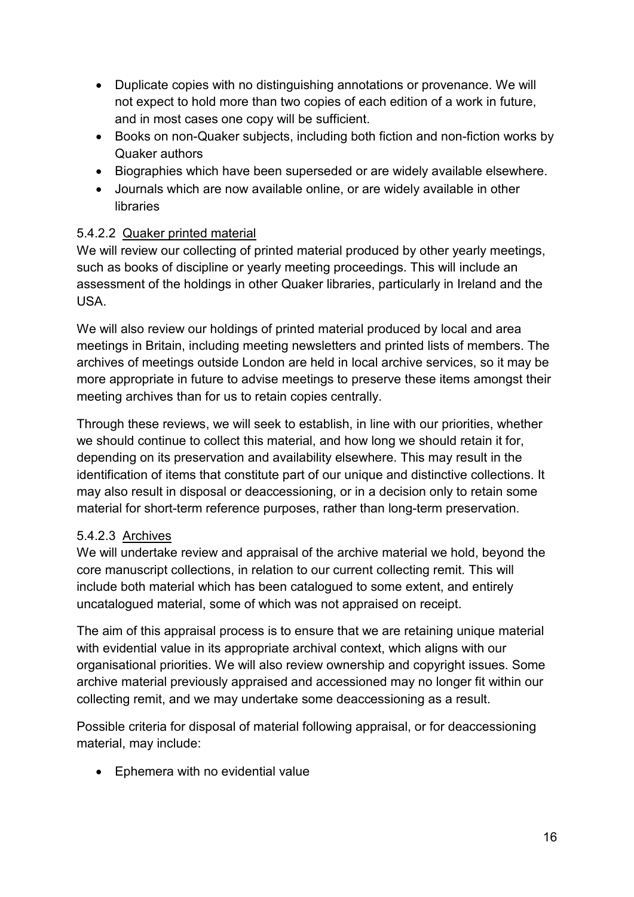- Duplicate copies with no distinguishing annotations or provenance. We will not expect to hold more than two copies of each edition of a work in future, and in most cases one copy will be sufficient.
- Books on non-Quaker subjects, including both fiction and non-fiction works by Quaker authors
- Biographies which have been superseded or are widely available elsewhere.
- Journals which are now available online, or are widely available in other libraries

#### 5.4.2.2 Quaker printed material

We will review our collecting of printed material produced by other yearly meetings, such as books of discipline or yearly meeting proceedings. This will include an assessment of the holdings in other Quaker libraries, particularly in Ireland and the USA.

We will also review our holdings of printed material produced by local and area meetings in Britain, including meeting newsletters and printed lists of members. The archives of meetings outside London are held in local archive services, so it may be more appropriate in future to advise meetings to preserve these items amongst their meeting archives than for us to retain copies centrally.

Through these reviews, we will seek to establish, in line with our priorities, whether we should continue to collect this material, and how long we should retain it for, depending on its preservation and availability elsewhere. This may result in the identification of items that constitute part of our unique and distinctive collections. It may also result in disposal or deaccessioning, or in a decision only to retain some material for short-term reference purposes, rather than long-term preservation.

#### 5.4.2.3 Archives

We will undertake review and appraisal of the archive material we hold, beyond the core manuscript collections, in relation to our current collecting remit. This will include both material which has been catalogued to some extent, and entirely uncatalogued material, some of which was not appraised on receipt.

The aim of this appraisal process is to ensure that we are retaining unique material with evidential value in its appropriate archival context, which aligns with our organisational priorities. We will also review ownership and copyright issues. Some archive material previously appraised and accessioned may no longer fit within our collecting remit, and we may undertake some deaccessioning as a result.

Possible criteria for disposal of material following appraisal, or for deaccessioning material, may include:

- Ephemera with no evidential value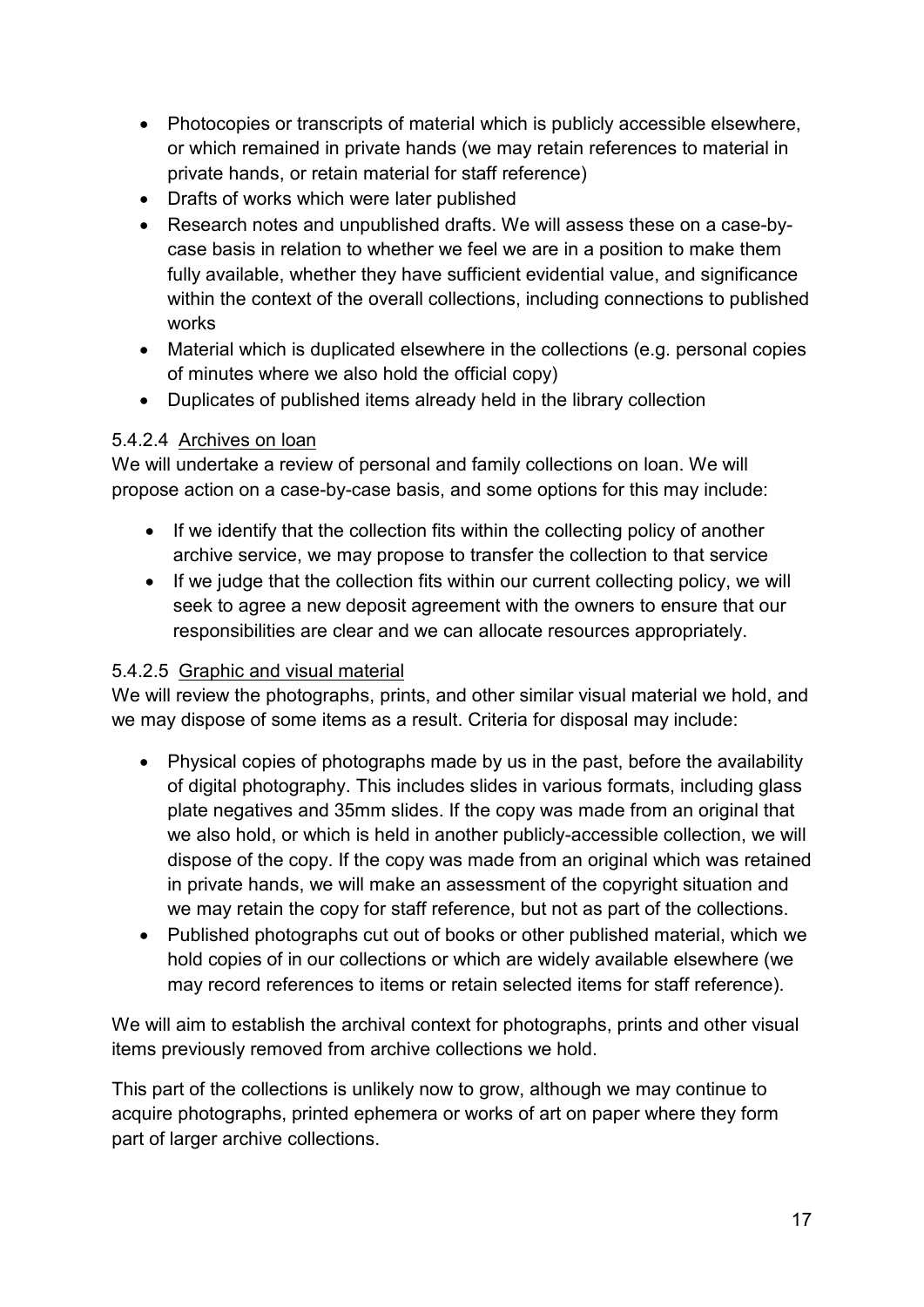- Photocopies or transcripts of material which is publicly accessible elsewhere, or which remained in private hands (we may retain references to material in private hands, or retain material for staff reference)
- Drafts of works which were later published
- Research notes and unpublished drafts. We will assess these on a case-by-case basis in relation to whether we feel we are in a position to make them fully available, whether they have sufficient evidential value, and significance within the context of the overall collections, including connections to published works
- Material which is duplicated elsewhere in the collections (e.g. personal copies of minutes where we also hold the official copy)
- Duplicates of published items already held in the library collection

#### 5.4.2.4 Archives on loan

We will undertake a review of personal and family collections on loan. We will propose action on a case-by-case basis, and some options for this may include:

- If we identify that the collection fits within the collecting policy of another archive service, we may propose to transfer the collection to that service
- If we judge that the collection fits within our current collecting policy, we will seek to agree a new deposit agreement with the owners to ensure that our responsibilities are clear and we can allocate resources appropriately.

#### 5.4.2.5 Graphic and visual material

We will review the photographs, prints, and other similar visual material we hold, and we may dispose of some items as a result. Criteria for disposal may include:

- Physical copies of photographs made by us in the past, before the availability of digital photography. This includes slides in various formats, including glass plate negatives and 35mm slides. If the copy was made from an original that we also hold, or which is held in another publicly-accessible collection, we will dispose of the copy. If the copy was made from an original which was retained in private hands, we will make an assessment of the copyright situation and we may retain the copy for staff reference, but not as part of the collections.
- Published photographs cut out of books or other published material, which we hold copies of in our collections or which are widely available elsewhere (we may record references to items or retain selected items for staff reference).

We will aim to establish the archival context for photographs, prints and other visual items previously removed from archive collections we hold.

This part of the collections is unlikely now to grow, although we may continue to acquire photographs, printed ephemera or works of art on paper where they form part of larger archive collections.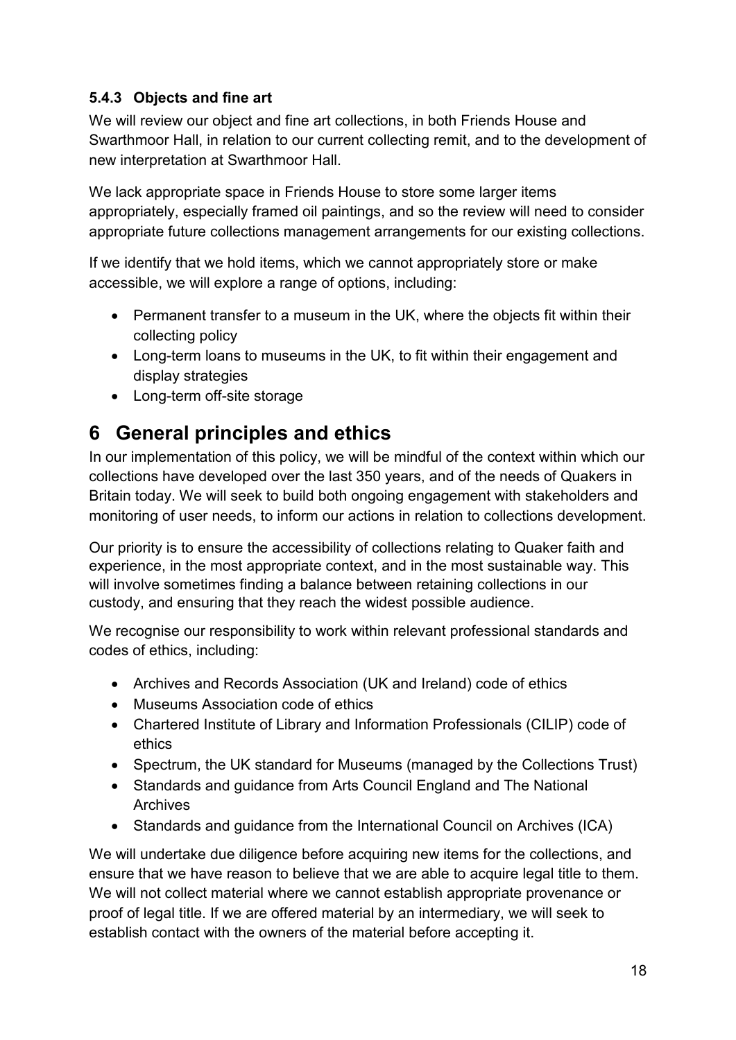#### 5.4.3 Objects and fine art

We will review our object and fine art collections, in both Friends House and Swarthmoor Hall, in relation to our current collecting remit, and to the development of new interpretation at Swarthmoor Hall.

We lack appropriate space in Friends House to store some larger items appropriately, especially framed oil paintings, and so the review will need to consider appropriate future collections management arrangements for our existing collections.

If we identify that we hold items, which we cannot appropriately store or make accessible, we will explore a range of options, including:

- Permanent transfer to a museum in the UK, where the objects fit within their collecting policy
- Long-term loans to museums in the UK, to fit within their engagement and display strategies
- Long-term off-site storage

# 6 General principles and ethics

In our implementation of this policy, we will be mindful of the context within which our collections have developed over the last 350 years, and of the needs of Quakers in Britain today. We will seek to build both ongoing engagement with stakeholders and monitoring of user needs, to inform our actions in relation to collections development.

Our priority is to ensure the accessibility of collections relating to Quaker faith and experience, in the most appropriate context, and in the most sustainable way. This will involve sometimes finding a balance between retaining collections in our custody, and ensuring that they reach the widest possible audience.

We recognise our responsibility to work within relevant professional standards and codes of ethics, including:

- Archives and Records Association (UK and Ireland) code of ethics
- Museums Association code of ethics
- Chartered Institute of Library and Information Professionals (CILIP) code of ethics
- Spectrum, the UK standard for Museums (managed by the Collections Trust)
- Standards and guidance from Arts Council England and The National Archives
- Standards and guidance from the International Council on Archives (ICA)

We will undertake due diligence before acquiring new items for the collections, and ensure that we have reason to believe that we are able to acquire legal title to them. We will not collect material where we cannot establish appropriate provenance or proof of legal title. If we are offered material by an intermediary, we will seek to establish contact with the owners of the material before accepting it.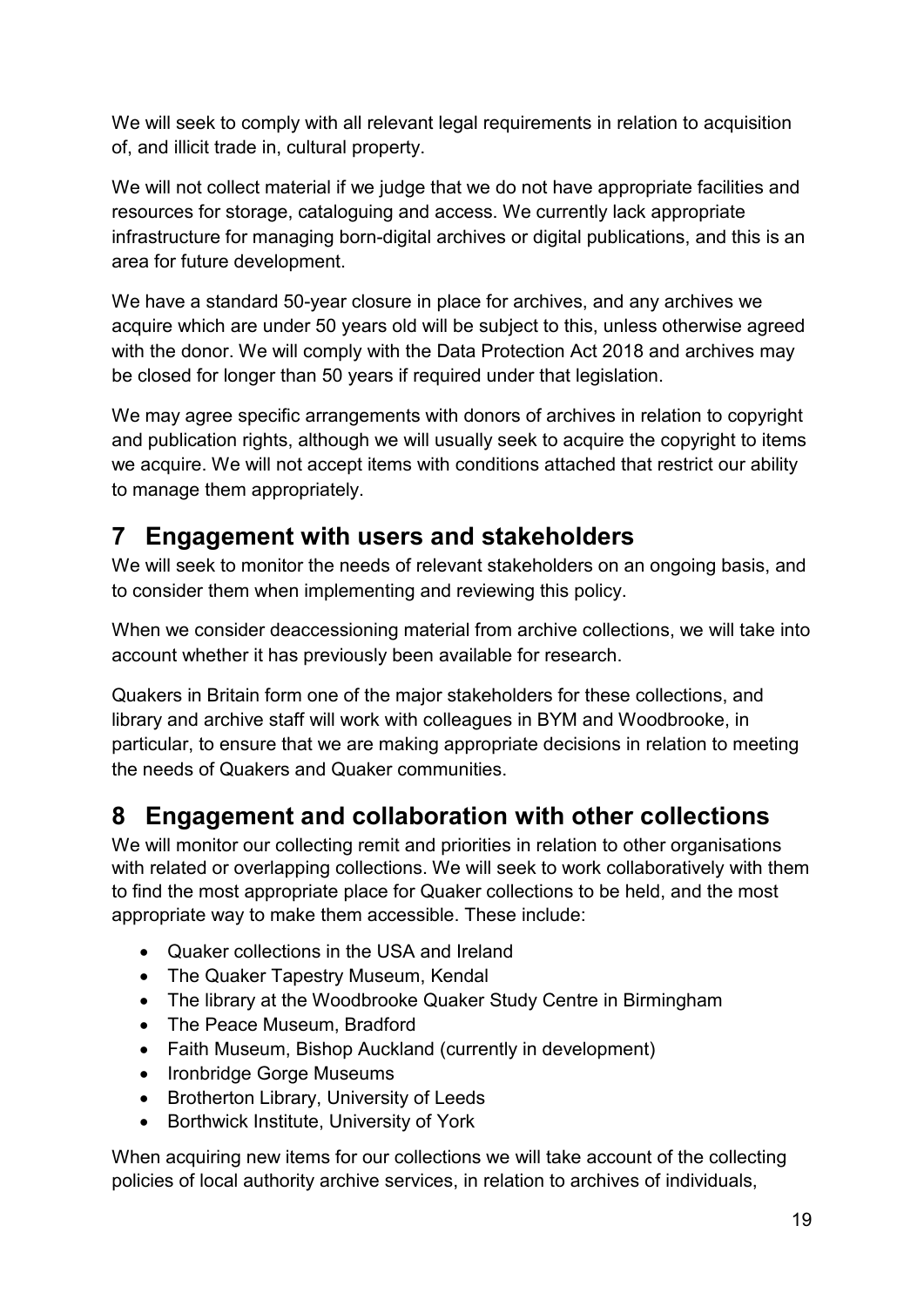We will seek to comply with all relevant legal requirements in relation to acquisition of, and illicit trade in, cultural property.

We will not collect material if we judge that we do not have appropriate facilities and resources for storage, cataloguing and access. We currently lack appropriate infrastructure for managing born-digital archives or digital publications, and this is an area for future development.

We have a standard 50-year closure in place for archives, and any archives we acquire which are under 50 years old will be subject to this, unless otherwise agreed with the donor. We will comply with the Data Protection Act 2018 and archives may be closed for longer than 50 years if required under that legislation.

We may agree specific arrangements with donors of archives in relation to copyright and publication rights, although we will usually seek to acquire the copyright to items we acquire. We will not accept items with conditions attached that restrict our ability to manage them appropriately.

# 7 Engagement with users and stakeholders

We will seek to monitor the needs of relevant stakeholders on an ongoing basis, and to consider them when implementing and reviewing this policy.

When we consider deaccessioning material from archive collections, we will take into account whether it has previously been available for research.

Quakers in Britain form one of the major stakeholders for these collections, and library and archive staff will work with colleagues in BYM and Woodbrooke, in particular, to ensure that we are making appropriate decisions in relation to meeting the needs of Quakers and Quaker communities.

# 8 Engagement and collaboration with other collections

We will monitor our collecting remit and priorities in relation to other organisations with related or overlapping collections. We will seek to work collaboratively with them to find the most appropriate place for Quaker collections to be held, and the most appropriate way to make them accessible. These include:

- Quaker collections in the USA and Ireland
- The Quaker Tapestry Museum, Kendal
- The library at the Woodbrooke Quaker Study Centre in Birmingham
- The Peace Museum, Bradford
- Faith Museum, Bishop Auckland (currently in development)
- Ironbridge Gorge Museums
- Brotherton Library, University of Leeds
- Borthwick Institute, University of York

When acquiring new items for our collections we will take account of the collecting policies of local authority archive services, in relation to archives of individuals,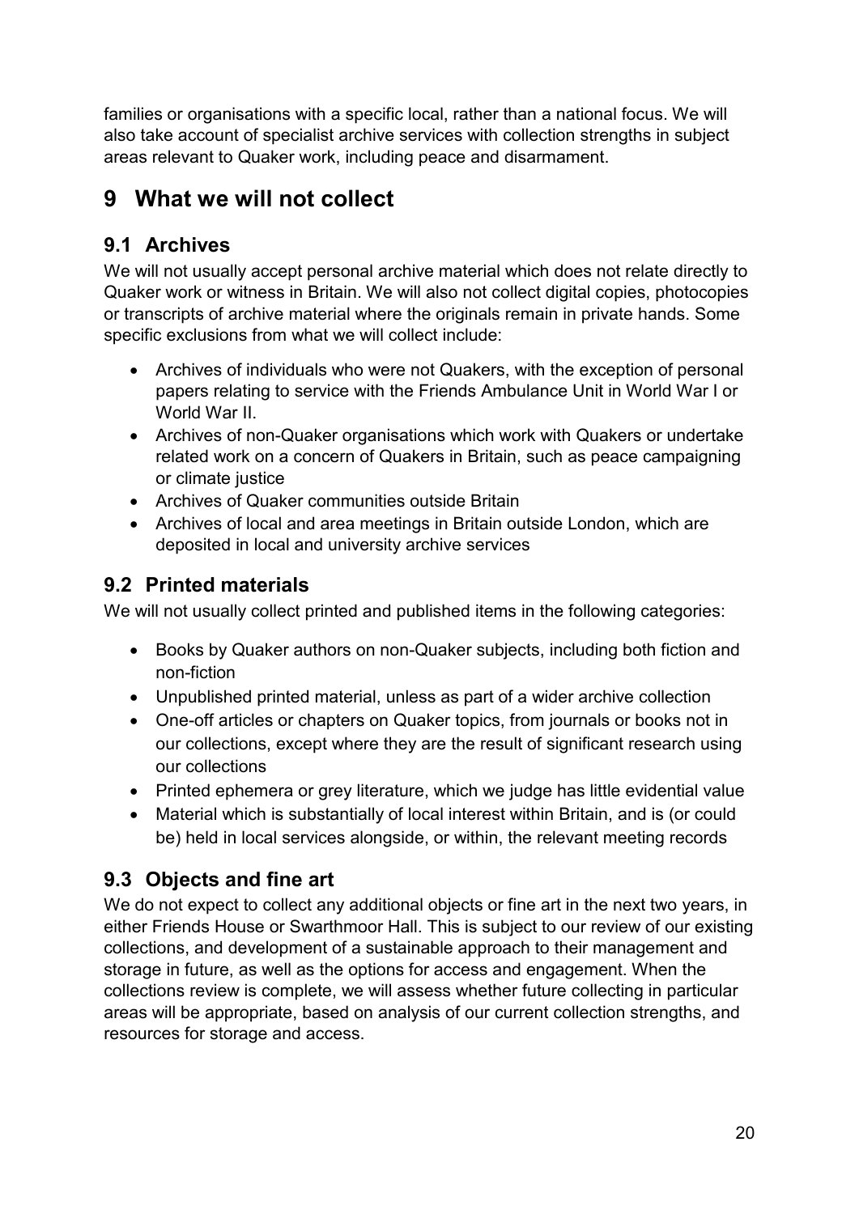families or organisations with a specific local, rather than a national focus. We will also take account of specialist archive services with collection strengths in subject areas relevant to Quaker work, including peace and disarmament.

# 9 What we will not collect

## 9.1 Archives

We will not usually accept personal archive material which does not relate directly to Quaker work or witness in Britain. We will also not collect digital copies, photocopies or transcripts of archive material where the originals remain in private hands. Some specific exclusions from what we will collect include:

- Archives of individuals who were not Quakers, with the exception of personal papers relating to service with the Friends Ambulance Unit in World War I or World War II.
- Archives of non-Quaker organisations which work with Quakers or undertake related work on a concern of Quakers in Britain, such as peace campaigning or climate justice
- Archives of Quaker communities outside Britain
- Archives of local and area meetings in Britain outside London, which are deposited in local and university archive services

## 9.2 Printed materials

We will not usually collect printed and published items in the following categories:

- Books by Quaker authors on non-Quaker subjects, including both fiction and non-fiction
- Unpublished printed material, unless as part of a wider archive collection
- One-off articles or chapters on Quaker topics, from journals or books not in our collections, except where they are the result of significant research using our collections
- Printed ephemera or grey literature, which we judge has little evidential value
- Material which is substantially of local interest within Britain, and is (or could be) held in local services alongside, or within, the relevant meeting records

## 9.3 Objects and fine art

We do not expect to collect any additional objects or fine art in the next two years, in either Friends House or Swarthmoor Hall. This is subject to our review of our existing collections, and development of a sustainable approach to their management and storage in future, as well as the options for access and engagement. When the collections review is complete, we will assess whether future collecting in particular areas will be appropriate, based on analysis of our current collection strengths, and resources for storage and access.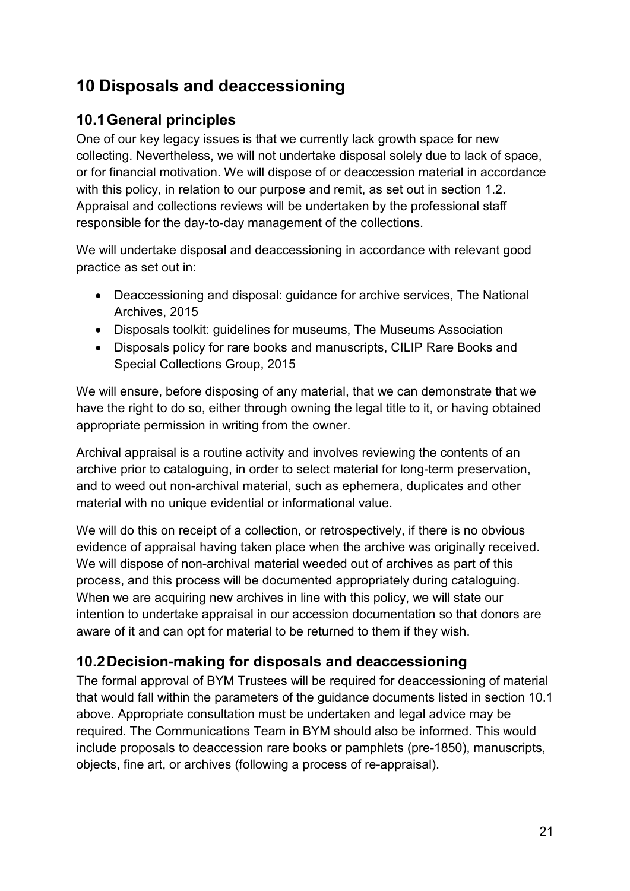# 10 Disposals and deaccessioning

## 10.1 General principles

One of our key legacy issues is that we currently lack growth space for new collecting. Nevertheless, we will not undertake disposal solely due to lack of space, or for financial motivation. We will dispose of or deaccession material in accordance with this policy, in relation to our purpose and remit, as set out in section 1.2. Appraisal and collections reviews will be undertaken by the professional staff responsible for the day-to-day management of the collections.

We will undertake disposal and deaccessioning in accordance with relevant good practice as set out in:

- Deaccessioning and disposal: guidance for archive services, The National Archives, 2015
- Disposals toolkit: guidelines for museums, The Museums Association
- Disposals policy for rare books and manuscripts, CILIP Rare Books and Special Collections Group, 2015

We will ensure, before disposing of any material, that we can demonstrate that we have the right to do so, either through owning the legal title to it, or having obtained appropriate permission in writing from the owner.

Archival appraisal is a routine activity and involves reviewing the contents of an archive prior to cataloguing, in order to select material for long-term preservation, and to weed out non-archival material, such as ephemera, duplicates and other material with no unique evidential or informational value.

We will do this on receipt of a collection, or retrospectively, if there is no obvious evidence of appraisal having taken place when the archive was originally received. We will dispose of non-archival material weeded out of archives as part of this process, and this process will be documented appropriately during cataloguing. When we are acquiring new archives in line with this policy, we will state our intention to undertake appraisal in our accession documentation so that donors are aware of it and can opt for material to be returned to them if they wish.

## 10.2 Decision-making for disposals and deaccessioning

The formal approval of BYM Trustees will be required for deaccessioning of material that would fall within the parameters of the guidance documents listed in section 10.1 above. Appropriate consultation must be undertaken and legal advice may be required. The Communications Team in BYM should also be informed. This would include proposals to deaccession rare books or pamphlets (pre-1850), manuscripts, objects, fine art, or archives (following a process of re-appraisal).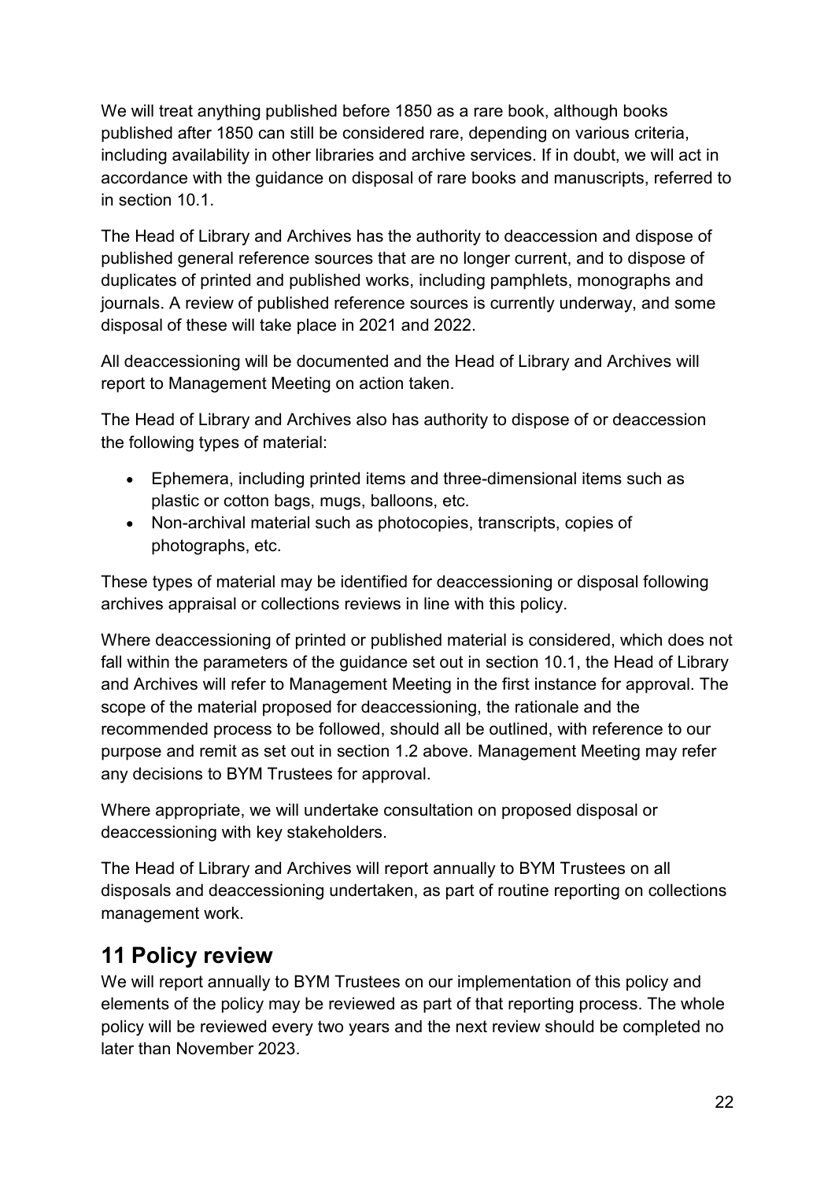We will treat anything published before 1850 as a rare book, although books published after 1850 can still be considered rare, depending on various criteria, including availability in other libraries and archive services. If in doubt, we will act in accordance with the guidance on disposal of rare books and manuscripts, referred to in section 10.1.

The Head of Library and Archives has the authority to deaccession and dispose of published general reference sources that are no longer current, and to dispose of duplicates of printed and published works, including pamphlets, monographs and journals. A review of published reference sources is currently underway, and some disposal of these will take place in 2021 and 2022.

All deaccessioning will be documented and the Head of Library and Archives will report to Management Meeting on action taken.

The Head of Library and Archives also has authority to dispose of or deaccession the following types of material:

- Ephemera, including printed items and three-dimensional items such as plastic or cotton bags, mugs, balloons, etc.
- Non-archival material such as photocopies, transcripts, copies of photographs, etc.

These types of material may be identified for deaccessioning or disposal following archives appraisal or collections reviews in line with this policy.

Where deaccessioning of printed or published material is considered, which does not fall within the parameters of the guidance set out in section 10.1, the Head of Library and Archives will refer to Management Meeting in the first instance for approval. The scope of the material proposed for deaccessioning, the rationale and the recommended process to be followed, should all be outlined, with reference to our purpose and remit as set out in section 1.2 above. Management Meeting may refer any decisions to BYM Trustees for approval.

Where appropriate, we will undertake consultation on proposed disposal or deaccessioning with key stakeholders.

The Head of Library and Archives will report annually to BYM Trustees on all disposals and deaccessioning undertaken, as part of routine reporting on collections management work.

## 11 Policy review

We will report annually to BYM Trustees on our implementation of this policy and elements of the policy may be reviewed as part of that reporting process. The whole policy will be reviewed every two years and the next review should be completed no later than November 2023.